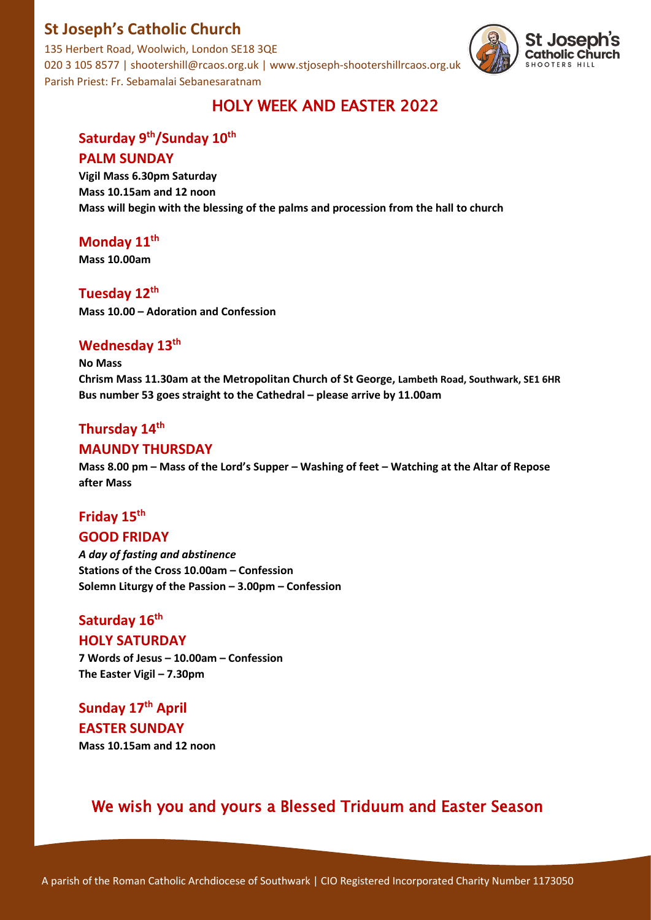# St Joseph's Catholic Church

135 Herbert Road, Woolwich, London SE18 3QE
020 3 105 8577 | shootershill@rcaos.org.uk | www.stjoseph-shootershillrcaos.org.uk
Parish Priest: Fr. Sebamalai Sebanesaratnam

St Joseph's Catholic Church SHOOTERS HILL

## HOLY WEEK AND EASTER 2022

### Saturday 9th/Sunday 10th
### PALM SUNDAY

**Vigil Mass 6.30pm Saturday**
**Mass 10.15am and 12 noon**
**Mass will begin with the blessing of the palms and procession from the hall to church**

### Monday 11th

**Mass 10.00am**

### Tuesday 12th

**Mass 10.00 – Adoration and Confession**

### Wednesday 13th

**No Mass**
**Chrism Mass 11.30am at the Metropolitan Church of St George, Lambeth Road, Southwark, SE1 6HR**
**Bus number 53 goes straight to the Cathedral – please arrive by 11.00am**

### Thursday 14th
### MAUNDY THURSDAY

**Mass 8.00 pm – Mass of the Lord's Supper – Washing of feet – Watching at the Altar of Repose after Mass**

### Friday 15th
### GOOD FRIDAY

***A day of fasting and abstinence***
**Stations of the Cross 10.00am – Confession**
**Solemn Liturgy of the Passion – 3.00pm – Confession**

### Saturday 16th
### HOLY SATURDAY

**7 Words of Jesus – 10.00am – Confession**
**The Easter Vigil – 7.30pm**

### Sunday 17th April
### EASTER SUNDAY

**Mass 10.15am and 12 noon**

## We wish you and yours a Blessed Triduum and Easter Season

A parish of the Roman Catholic Archdiocese of Southwark | CIO Registered Incorporated Charity Number 1173050